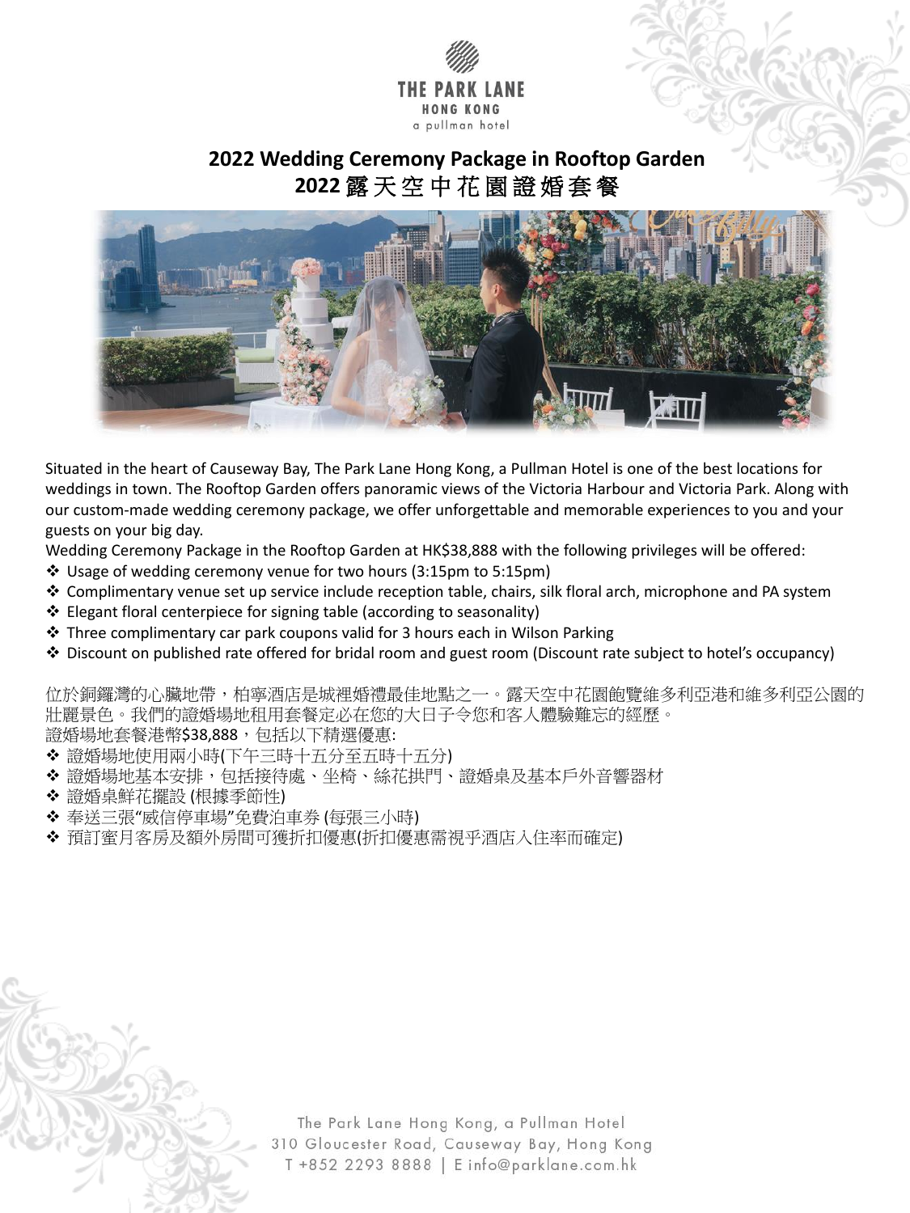THE PARK LANE
HONG KONG
a pullman hotel

# 2022 Wedding Ceremony Package in Rooftop Garden
# 2022露天空中花園證婚套餐

Situated in the heart of Causeway Bay, The Park Lane Hong Kong, a Pullman Hotel is one of the best locations for weddings in town. The Rooftop Garden offers panoramic views of the Victoria Harbour and Victoria Park. Along with our custom-made wedding ceremony package, we offer unforgettable and memorable experiences to you and your guests on your big day.

Wedding Ceremony Package in the Rooftop Garden at HK$38,888 with the following privileges will be offered:

- Usage of wedding ceremony venue for two hours (3:15pm to 5:15pm)
- Complimentary venue set up service include reception table, chairs, silk floral arch, microphone and PA system
- Elegant floral centerpiece for signing table (according to seasonality)
- Three complimentary car park coupons valid for 3 hours each in Wilson Parking
- Discount on published rate offered for bridal room and guest room (Discount rate subject to hotel's occupancy)

位於銅鑼灣的心臟地帶，柏寧酒店是城裡婚禮最佳地點之一。露天空中花園飽覽維多利亞港和維多利亞公園的壯麗景色。我們的證婚場地租用套餐定必在您的大日子令您和客人體驗難忘的經歷。

證婚場地套餐港幣$38,888，包括以下精選優惠:

- 證婚場地使用兩小時(下午三時十五分至五時十五分)
- 證婚場地基本安排，包括接待處、坐椅、絲花拱門、證婚桌及基本戶外音響器材
- 證婚桌鮮花擺設 (根據季節性)
- 奉送三張"威信停車場"免費泊車券 (每張三小時)
- 預訂蜜月客房及額外房間可獲折扣優惠(折扣優惠需視乎酒店入住率而確定)

The Park Lane Hong Kong, a Pullman Hotel
310 Gloucester Road, Causeway Bay, Hong Kong
T +852 2293 8888 | E info@parklane.com.hk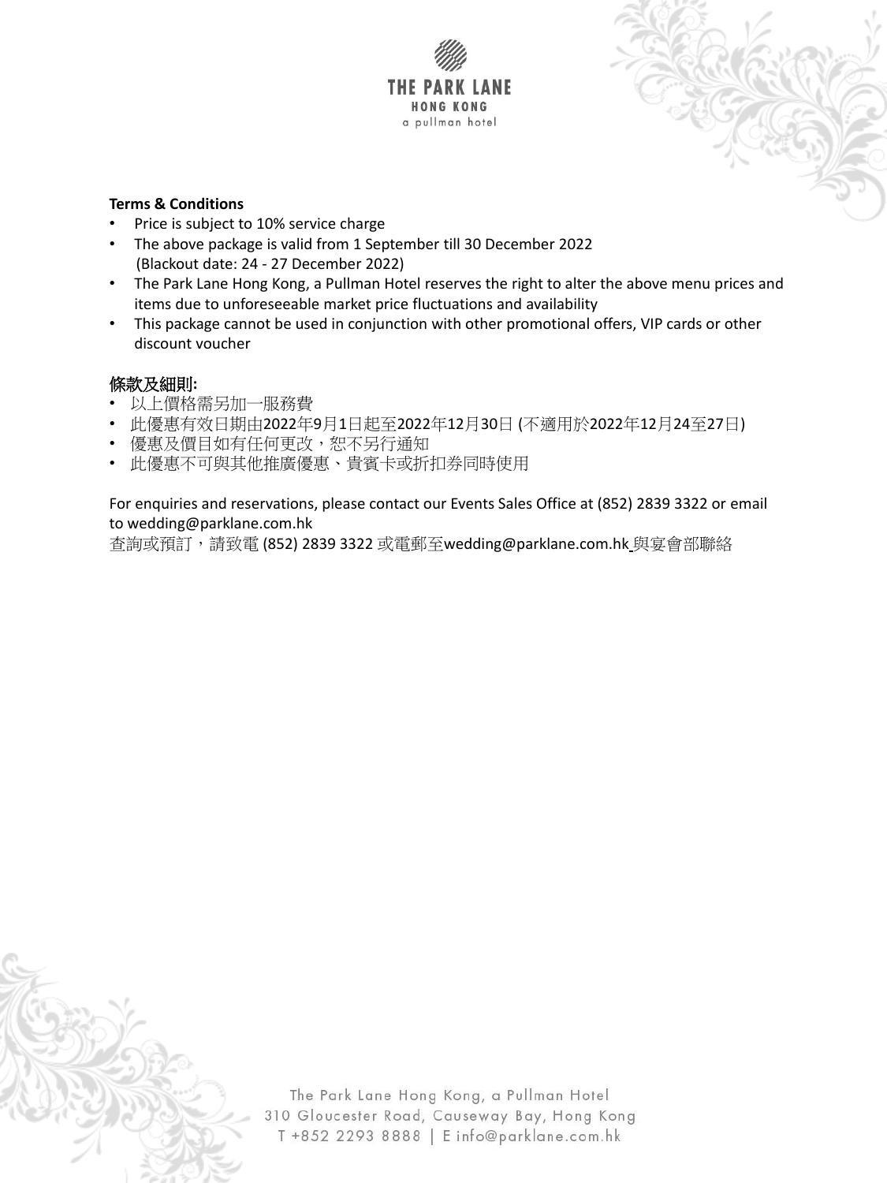**Terms & Conditions**

- Price is subject to 10% service charge
- The above package is valid from 1 September till 30 December 2022 (Blackout date: 24 - 27 December 2022)
- The Park Lane Hong Kong, a Pullman Hotel reserves the right to alter the above menu prices and items due to unforeseeable market price fluctuations and availability
- This package cannot be used in conjunction with other promotional offers, VIP cards or other discount voucher

**條款及細則:**

- 以上價格需另加一服務費
- 此優惠有效日期由2022年9月1日起至2022年12月30日 (不適用於2022年12月24至27日)
- 優惠及價目如有任何更改，恕不另行通知
- 此優惠不可與其他推廣優惠、貴賓卡或折扣券同時使用

For enquiries and reservations, please contact our Events Sales Office at (852) 2839 3322 or email to wedding@parklane.com.hk

查詢或預訂，請致電 (852) 2839 3322 或電郵至wedding@parklane.com.hk 與宴會部聯絡